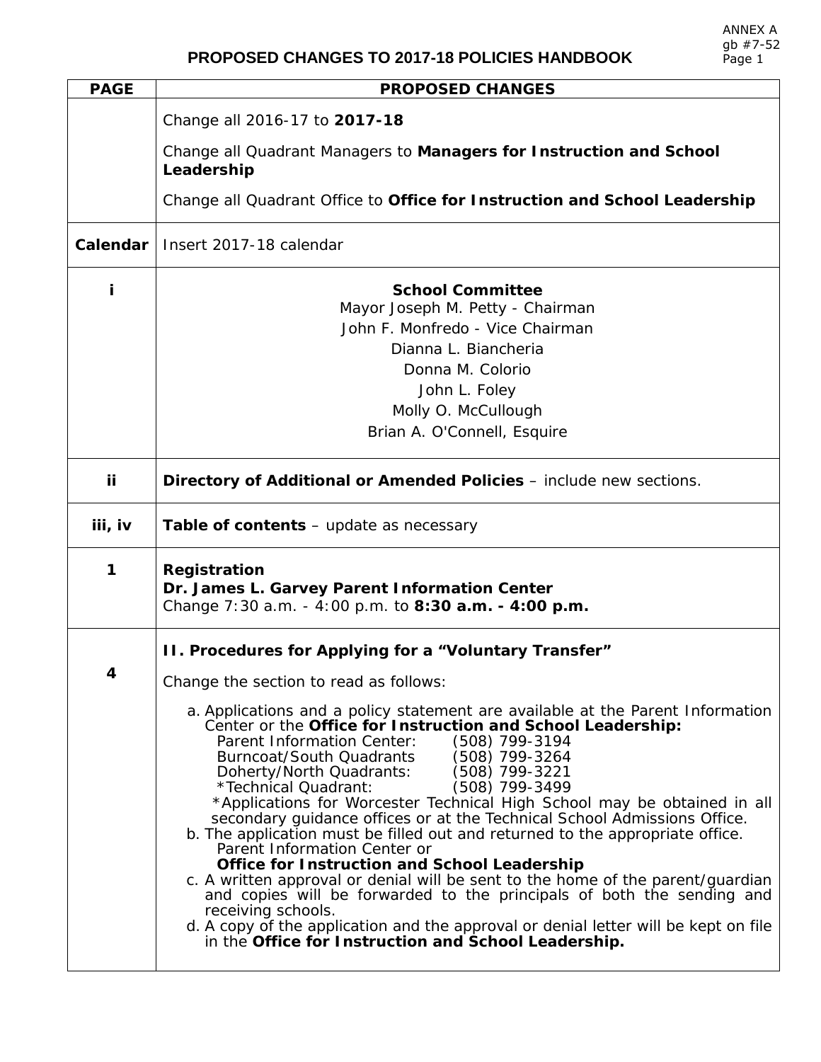ANNEX A
gb #7-52

# PROPOSED CHANGES TO 2017-18 POLICIES HANDBOOK

| PAGE | PROPOSED CHANGES |
|---|---|
| | Change all 2016-17 to **2017-18**<br><br>Change all Quadrant Managers to **Managers for Instruction and School Leadership**<br><br>Change all Quadrant Office to **Office for Instruction and School Leadership** |
| **Calendar** | Insert 2017-18 calendar |
| **i** | **School Committee**<br>Mayor Joseph M. Petty - Chairman<br>John F. Monfredo - Vice Chairman<br>Dianna L. Biancheria<br>Donna M. Colorio<br>John L. Foley<br>Molly O. McCullough<br>Brian A. O'Connell, Esquire |
| **ii** | **Directory of Additional or Amended Policies** – include new sections. |
| **iii, iv** | **Table of contents** – update as necessary |
| **1** | **Registration**<br>**Dr. James L. Garvey Parent Information Center**<br>Change 7:30 a.m. - 4:00 p.m. to **8:30 a.m. - 4:00 p.m.** |
| **4** | **II. Procedures for Applying for a "Voluntary Transfer"**<br><br>Change the section to read as follows:<br><br>a. Applications and a policy statement are available at the Parent Information Center or the **Office for Instruction and School Leadership:**<br>Parent Information Center: (508) 799-3194<br>Burncoat/South Quadrants (508) 799-3264<br>Doherty/North Quadrants: (508) 799-3221<br>*Technical Quadrant: (508) 799-3499<br>*Applications for Worcester Technical High School may be obtained in all secondary guidance offices or at the Technical School Admissions Office.<br>b. The application must be filled out and returned to the appropriate office.<br>Parent Information Center or<br>**Office for Instruction and School Leadership**<br>c. A written approval or denial will be sent to the home of the parent/guardian and copies will be forwarded to the principals of both the sending and receiving schools.<br>d. A copy of the application and the approval or denial letter will be kept on file in the **Office for Instruction and School Leadership.** |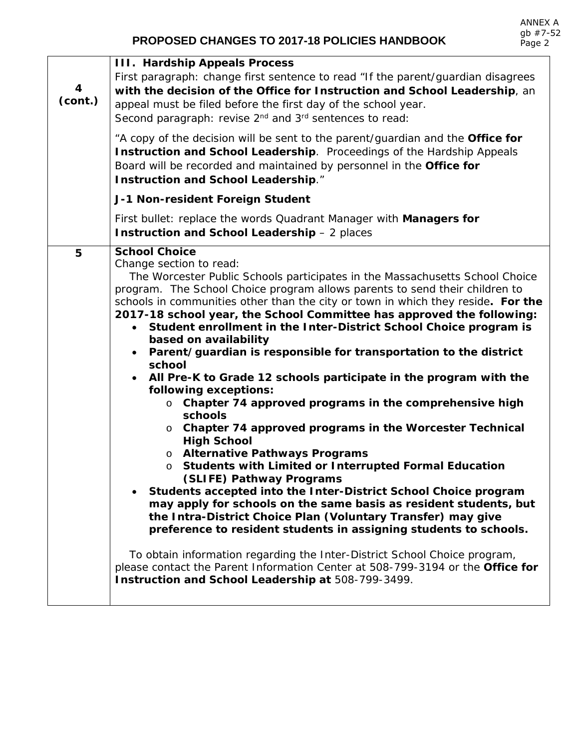# PROPOSED CHANGES TO 2017-18 POLICIES HANDBOOK

| | |
|---|---|
| **4 (cont.)** | **III. Hardship Appeals Process**<br>First paragraph: change first sentence to read "If the parent/guardian disagrees **with the decision of the Office for Instruction and School Leadership**, an appeal must be filed before the first day of the school year.<br>Second paragraph: revise 2nd and 3rd sentences to read:<br><br>"A copy of the decision will be sent to the parent/guardian and the **Office for Instruction and School Leadership**. Proceedings of the Hardship Appeals Board will be recorded and maintained by personnel in the **Office for Instruction and School Leadership**."<br><br>**J-1 Non-resident Foreign Student**<br><br>First bullet: replace the words Quadrant Manager with **Managers for Instruction and School Leadership** – 2 places |
| **5** | **School Choice**<br>Change section to read:<br>The Worcester Public Schools participates in the Massachusetts School Choice program. The School Choice program allows parents to send their children to schools in communities other than the city or town in which they reside**. For the 2017-18 school year, the School Committee has approved the following:**<br>• **Student enrollment in the Inter-District School Choice program is based on availability**<br>• **Parent/guardian is responsible for transportation to the district school**<br>• **All Pre-K to Grade 12 schools participate in the program with the following exceptions:**<br>&nbsp;&nbsp;&nbsp;o **Chapter 74 approved programs in the comprehensive high schools**<br>&nbsp;&nbsp;&nbsp;o **Chapter 74 approved programs in the Worcester Technical High School**<br>&nbsp;&nbsp;&nbsp;o **Alternative Pathways Programs**<br>&nbsp;&nbsp;&nbsp;o **Students with Limited or Interrupted Formal Education (SLIFE) Pathway Programs**<br>• **Students accepted into the Inter-District School Choice program may apply for schools on the same basis as resident students, but the Intra-District Choice Plan (Voluntary Transfer) may give preference to resident students in assigning students to schools.**<br><br>To obtain information regarding the Inter-District School Choice program, please contact the Parent Information Center at 508-799-3194 or the **Office for Instruction and School Leadership at** 508-799-3499. |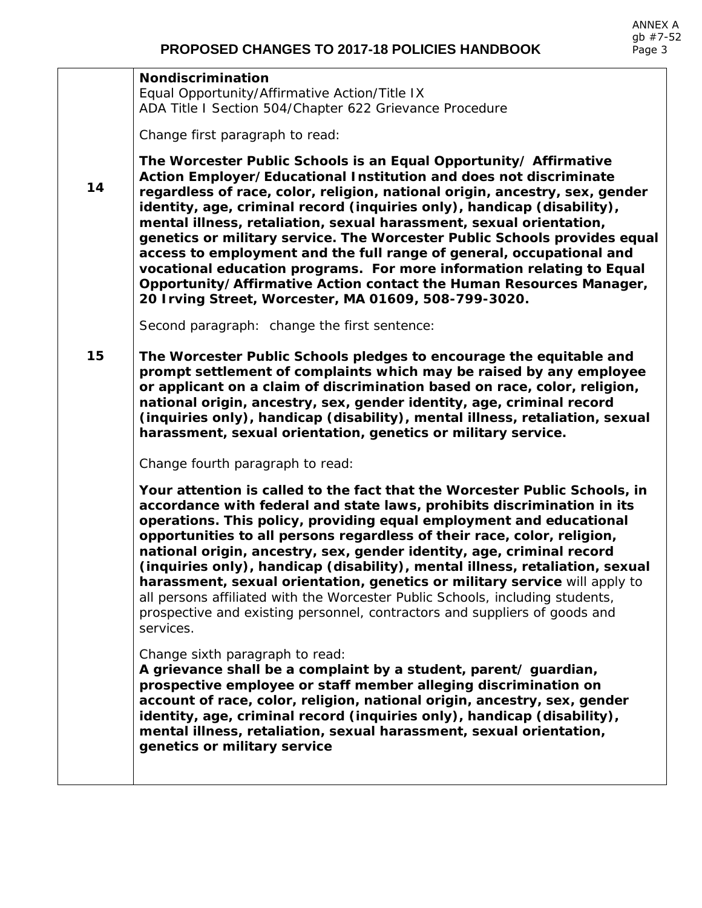# PROPOSED CHANGES TO 2017-18 POLICIES HANDBOOK

| | |
|---|---|
| | **Nondiscrimination**<br>Equal Opportunity/Affirmative Action/Title IX<br>ADA Title I Section 504/Chapter 622 Grievance Procedure<br><br>Change first paragraph to read: |
| 14 | **The Worcester Public Schools is an Equal Opportunity/ Affirmative Action Employer/Educational Institution and does not discriminate regardless of race, color, religion, national origin, ancestry, sex, gender identity, age, criminal record (inquiries only), handicap (disability), mental illness, retaliation, sexual harassment, sexual orientation, genetics or military service. The Worcester Public Schools provides equal access to employment and the full range of general, occupational and vocational education programs. For more information relating to Equal Opportunity/Affirmative Action contact the Human Resources Manager, 20 Irving Street, Worcester, MA 01609, 508-799-3020.**<br><br>Second paragraph: change the first sentence: |
| 15 | **The Worcester Public Schools pledges to encourage the equitable and prompt settlement of complaints which may be raised by any employee or applicant on a claim of discrimination based on race, color, religion, national origin, ancestry, sex, gender identity, age, criminal record (inquiries only), handicap (disability), mental illness, retaliation, sexual harassment, sexual orientation, genetics or military service.**<br><br>Change fourth paragraph to read:<br><br>**Your attention is called to the fact that the Worcester Public Schools, in accordance with federal and state laws, prohibits discrimination in its operations. This policy, providing equal employment and educational opportunities to all persons regardless of their race, color, religion, national origin, ancestry, sex, gender identity, age, criminal record (inquiries only), handicap (disability), mental illness, retaliation, sexual harassment, sexual orientation, genetics or military service** will apply to all persons affiliated with the Worcester Public Schools, including students, prospective and existing personnel, contractors and suppliers of goods and services.<br><br>Change sixth paragraph to read:<br>**A grievance shall be a complaint by a student, parent/ guardian, prospective employee or staff member alleging discrimination on account of race, color, religion, national origin, ancestry, sex, gender identity, age, criminal record (inquiries only), handicap (disability), mental illness, retaliation, sexual harassment, sexual orientation, genetics or military service** |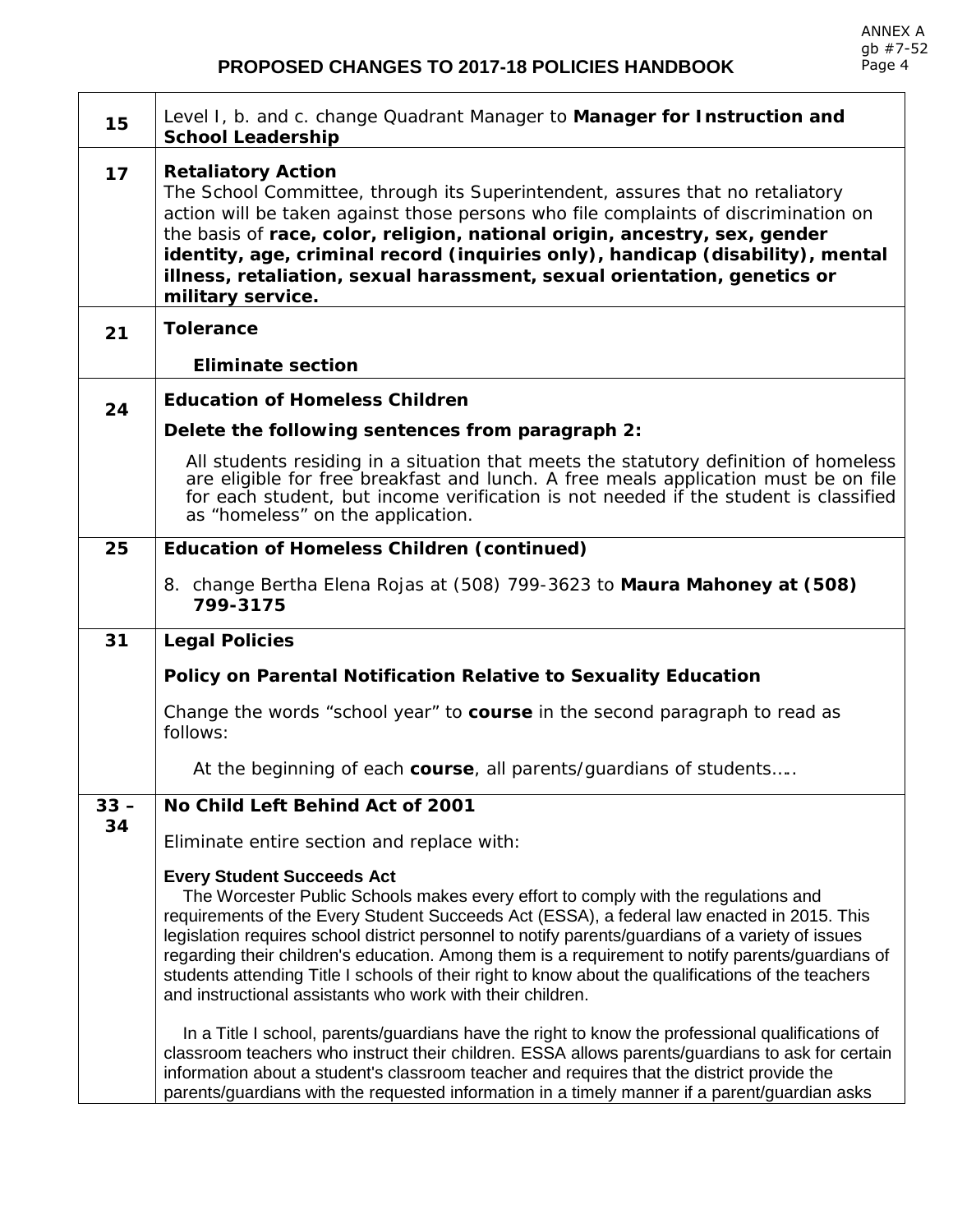# PROPOSED CHANGES TO 2017-18 POLICIES HANDBOOK

| Page | Change |
|---|---|
| 15 | Level I, b. and c. change Quadrant Manager to **Manager for Instruction and School Leadership** |
| 17 | **Retaliatory Action**<br>The School Committee, through its Superintendent, assures that no retaliatory action will be taken against those persons who file complaints of discrimination on the basis of **race, color, religion, national origin, ancestry, sex, gender identity, age, criminal record (inquiries only), handicap (disability), mental illness, retaliation, sexual harassment, sexual orientation, genetics or military service.** |
| 21 | **Tolerance**<br><br>**Eliminate section** |
| 24 | **Education of Homeless Children**<br><br>**Delete the following sentences from paragraph 2:**<br><br>All students residing in a situation that meets the statutory definition of homeless are eligible for free breakfast and lunch. A free meals application must be on file for each student, but income verification is not needed if the student is classified as "homeless" on the application. |
| 25 | **Education of Homeless Children (continued)**<br><br>8. change Bertha Elena Rojas at (508) 799-3623 to **Maura Mahoney at (508) 799-3175** |
| 31 | **Legal Policies**<br><br>**Policy on Parental Notification Relative to Sexuality Education**<br><br>Change the words "school year" to **course** in the second paragraph to read as follows:<br><br>At the beginning of each **course**, all parents/guardians of students….. |
| 33 – 34 | **No Child Left Behind Act of 2001**<br><br>Eliminate entire section and replace with:<br><br>**Every Student Succeeds Act**<br>The Worcester Public Schools makes every effort to comply with the regulations and requirements of the Every Student Succeeds Act (ESSA), a federal law enacted in 2015. This legislation requires school district personnel to notify parents/guardians of a variety of issues regarding their children's education. Among them is a requirement to notify parents/guardians of students attending Title I schools of their right to know about the qualifications of the teachers and instructional assistants who work with their children.<br><br>In a Title I school, parents/guardians have the right to know the professional qualifications of classroom teachers who instruct their children. ESSA allows parents/guardians to ask for certain information about a student's classroom teacher and requires that the district provide the parents/guardians with the requested information in a timely manner if a parent/guardian asks |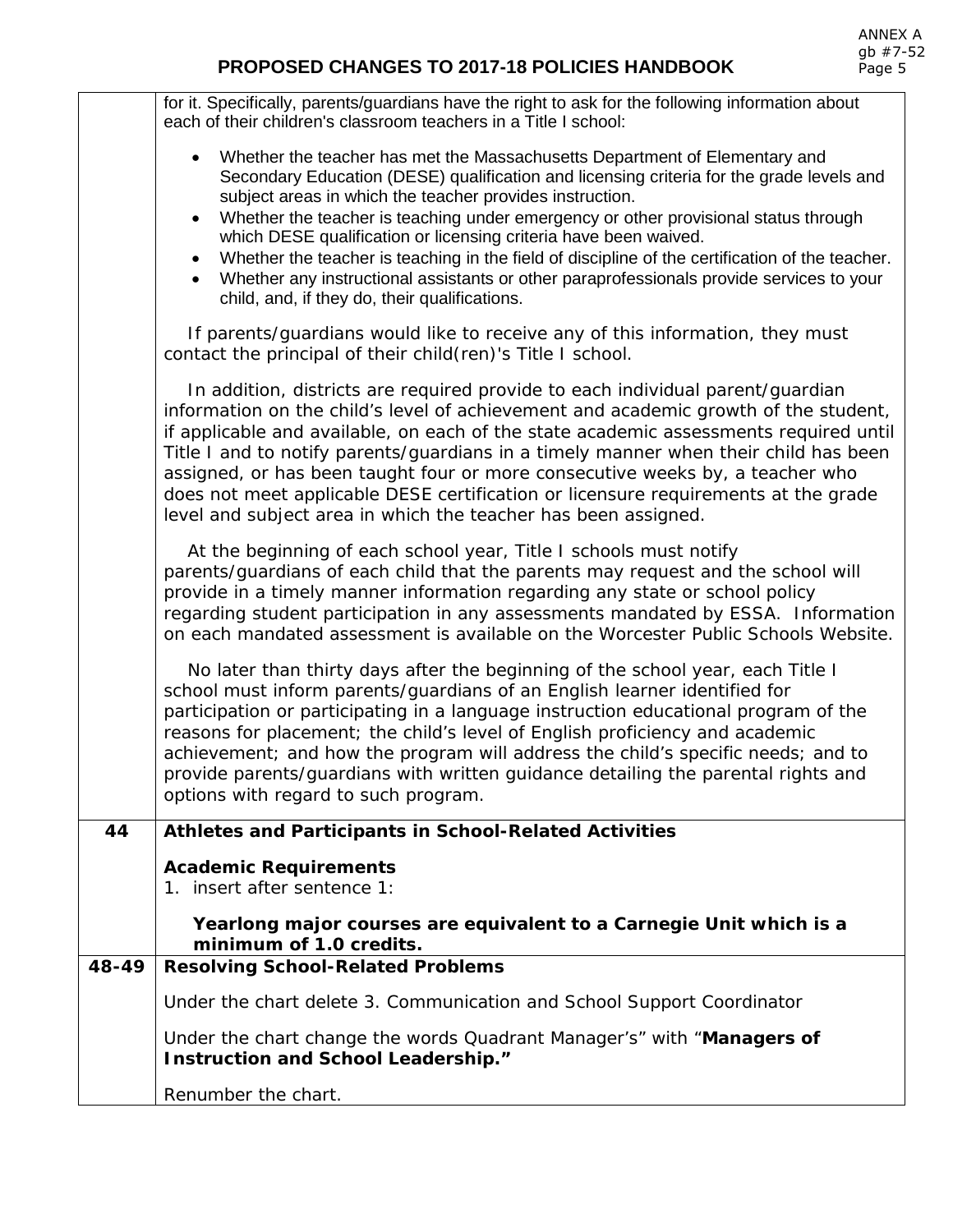# PROPOSED CHANGES TO 2017-18 POLICIES HANDBOOK

| | |
|---|---|
| | for it. Specifically, parents/guardians have the right to ask for the following information about each of their children's classroom teachers in a Title I school:<br><br>• Whether the teacher has met the Massachusetts Department of Elementary and Secondary Education (DESE) qualification and licensing criteria for the grade levels and subject areas in which the teacher provides instruction.<br>• Whether the teacher is teaching under emergency or other provisional status through which DESE qualification or licensing criteria have been waived.<br>• Whether the teacher is teaching in the field of discipline of the certification of the teacher.<br>• Whether any instructional assistants or other paraprofessionals provide services to your child, and, if they do, their qualifications.<br><br>If parents/guardians would like to receive any of this information, they must contact the principal of their child(ren)'s Title I school.<br><br>In addition, districts are required provide to each individual parent/guardian information on the child's level of achievement and academic growth of the student, if applicable and available, on each of the state academic assessments required until Title I and to notify parents/guardians in a timely manner when their child has been assigned, or has been taught four or more consecutive weeks by, a teacher who does not meet applicable DESE certification or licensure requirements at the grade level and subject area in which the teacher has been assigned.<br><br>At the beginning of each school year, Title I schools must notify parents/guardians of each child that the parents may request and the school will provide in a timely manner information regarding any state or school policy regarding student participation in any assessments mandated by ESSA. Information on each mandated assessment is available on the Worcester Public Schools Website.<br><br>No later than thirty days after the beginning of the school year, each Title I school must inform parents/guardians of an English learner identified for participation or participating in a language instruction educational program of the reasons for placement; the child's level of English proficiency and academic achievement; and how the program will address the child's specific needs; and to provide parents/guardians with written guidance detailing the parental rights and options with regard to such program. |
| **44** | **Athletes and Participants in School-Related Activities**<br><br>**Academic Requirements**<br>1. insert after sentence 1:<br><br>**Yearlong major courses are equivalent to a Carnegie Unit which is a minimum of 1.0 credits.** |
| **48-49** | **Resolving School-Related Problems**<br><br>Under the chart delete 3. Communication and School Support Coordinator<br><br>Under the chart change the words Quadrant Manager's" with "**Managers of Instruction and School Leadership."**<br><br>Renumber the chart. |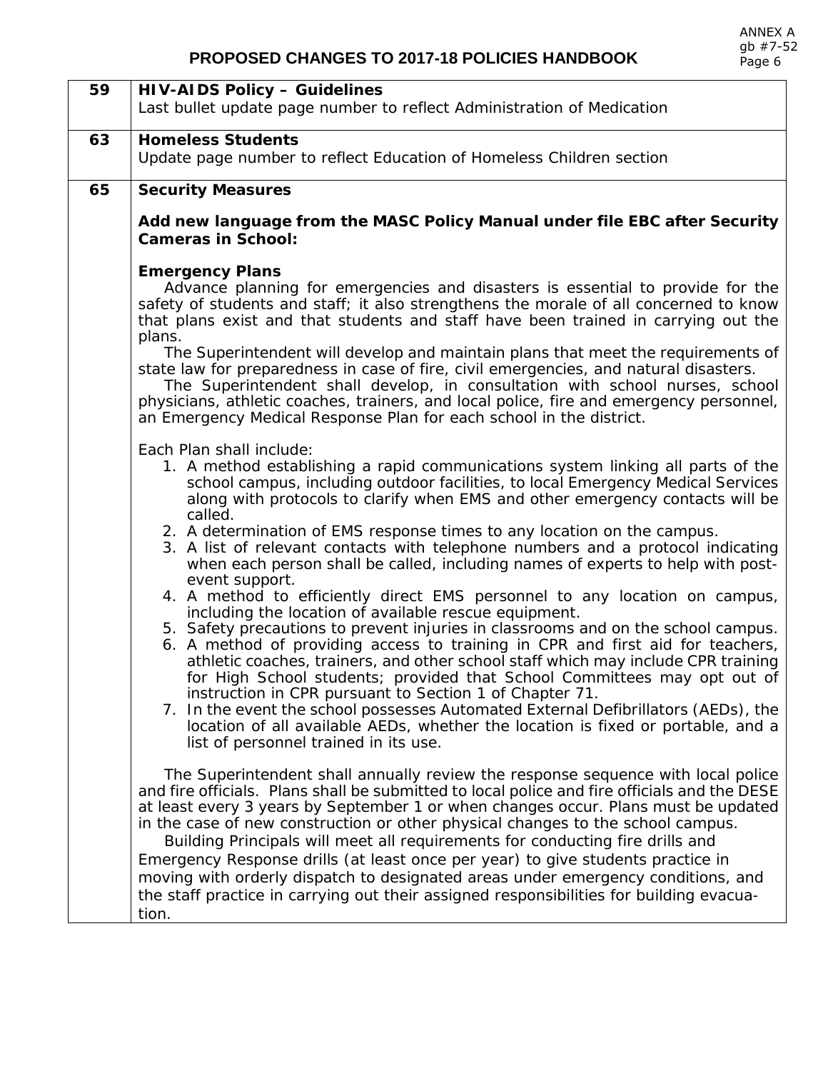# PROPOSED CHANGES TO 2017-18 POLICIES HANDBOOK

| | |
|---|---|
| 59 | **HIV-AIDS Policy – Guidelines**<br>Last bullet update page number to reflect Administration of Medication |
| 63 | **Homeless Students**<br>Update page number to reflect Education of Homeless Children section |
| 65 | **Security Measures**<br><br>**Add new language from the MASC Policy Manual under file EBC after Security Cameras in School:**<br><br>**Emergency Plans**<br>Advance planning for emergencies and disasters is essential to provide for the safety of students and staff; it also strengthens the morale of all concerned to know that plans exist and that students and staff have been trained in carrying out the plans.<br>The Superintendent will develop and maintain plans that meet the requirements of state law for preparedness in case of fire, civil emergencies, and natural disasters.<br>The Superintendent shall develop, in consultation with school nurses, school physicians, athletic coaches, trainers, and local police, fire and emergency personnel, an Emergency Medical Response Plan for each school in the district.<br><br>Each Plan shall include:<br>1. A method establishing a rapid communications system linking all parts of the school campus, including outdoor facilities, to local Emergency Medical Services along with protocols to clarify when EMS and other emergency contacts will be called.<br>2. A determination of EMS response times to any location on the campus.<br>3. A list of relevant contacts with telephone numbers and a protocol indicating when each person shall be called, including names of experts to help with post-event support.<br>4. A method to efficiently direct EMS personnel to any location on campus, including the location of available rescue equipment.<br>5. Safety precautions to prevent injuries in classrooms and on the school campus.<br>6. A method of providing access to training in CPR and first aid for teachers, athletic coaches, trainers, and other school staff which may include CPR training for High School students; provided that School Committees may opt out of instruction in CPR pursuant to Section 1 of Chapter 71.<br>7. In the event the school possesses Automated External Defibrillators (AEDs), the location of all available AEDs, whether the location is fixed or portable, and a list of personnel trained in its use.<br><br>The Superintendent shall annually review the response sequence with local police and fire officials. Plans shall be submitted to local police and fire officials and the DESE at least every 3 years by September 1 or when changes occur. Plans must be updated in the case of new construction or other physical changes to the school campus.<br>Building Principals will meet all requirements for conducting fire drills and Emergency Response drills (at least once per year) to give students practice in moving with orderly dispatch to designated areas under emergency conditions, and the staff practice in carrying out their assigned responsibilities for building evacuation. |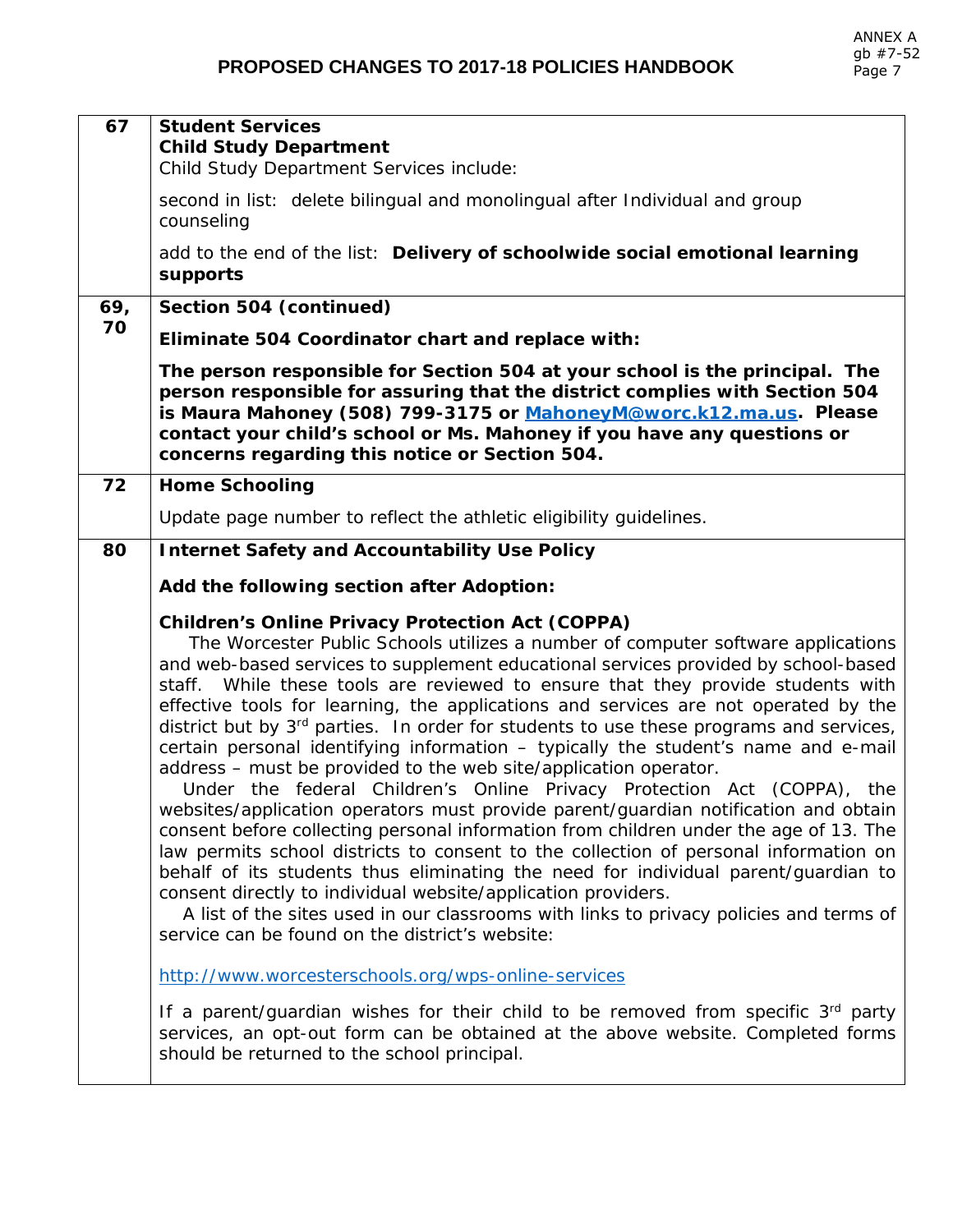**PROPOSED CHANGES TO 2017-18 POLICIES HANDBOOK**

ANNEX A
gb #7-52

| Page | Change |
|---|---|
| 67 | **Student Services**<br>**Child Study Department**<br>Child Study Department Services include:<br><br>second in list: delete bilingual and monolingual after Individual and group counseling<br><br>add to the end of the list: **Delivery of schoolwide social emotional learning supports** |
| 69, 70 | **Section 504 (continued)**<br><br>**Eliminate 504 Coordinator chart and replace with:**<br><br>**The person responsible for Section 504 at your school is the principal. The person responsible for assuring that the district complies with Section 504 is Maura Mahoney (508) 799-3175 or MahoneyM@worc.k12.ma.us. Please contact your child's school or Ms. Mahoney if you have any questions or concerns regarding this notice or Section 504.** |
| 72 | **Home Schooling**<br><br>Update page number to reflect the athletic eligibility guidelines. |
| 80 | **Internet Safety and Accountability Use Policy**<br><br>**Add the following section after Adoption:**<br><br>**Children's Online Privacy Protection Act (COPPA)**<br>The Worcester Public Schools utilizes a number of computer software applications and web-based services to supplement educational services provided by school-based staff. While these tools are reviewed to ensure that they provide students with effective tools for learning, the applications and services are not operated by the district but by 3rd parties. In order for students to use these programs and services, certain personal identifying information – typically the student's name and e-mail address – must be provided to the web site/application operator.<br>Under the federal Children's Online Privacy Protection Act (COPPA), the websites/application operators must provide parent/guardian notification and obtain consent before collecting personal information from children under the age of 13. The law permits school districts to consent to the collection of personal information on behalf of its students thus eliminating the need for individual parent/guardian to consent directly to individual website/application providers.<br>A list of the sites used in our classrooms with links to privacy policies and terms of service can be found on the district's website:<br><br>http://www.worcesterschools.org/wps-online-services<br><br>If a parent/guardian wishes for their child to be removed from specific 3rd party services, an opt-out form can be obtained at the above website. Completed forms should be returned to the school principal. |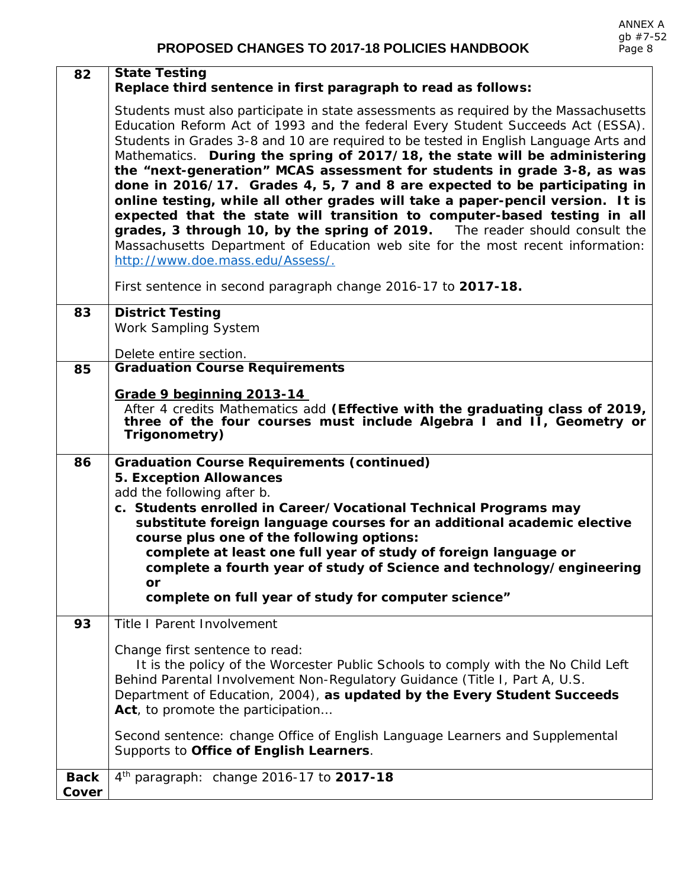ANNEX A
gb #7-52

# PROPOSED CHANGES TO 2017-18 POLICIES HANDBOOK

| | |
|---|---|
| **82** | **State Testing**<br>**Replace third sentence in first paragraph to read as follows:**<br><br>Students must also participate in state assessments as required by the Massachusetts Education Reform Act of 1993 and the federal Every Student Succeeds Act (ESSA). Students in Grades 3-8 and 10 are required to be tested in English Language Arts and Mathematics. **During the spring of 2017/18, the state will be administering the "next-generation" MCAS assessment for students in grade 3-8, as was done in 2016/17. Grades 4, 5, 7 and 8 are expected to be participating in online testing, while all other grades will take a paper-pencil version. It is expected that the state will transition to computer-based testing in all grades, 3 through 10, by the spring of 2019.** The reader should consult the Massachusetts Department of Education web site for the most recent information: http://www.doe.mass.edu/Assess/.<br><br>First sentence in second paragraph change 2016-17 to **2017-18.** |
| **83** | **District Testing**<br>Work Sampling System<br><br>Delete entire section. |
| **85** | **Graduation Course Requirements**<br><br>**Grade 9 beginning 2013-14**<br>After 4 credits Mathematics add **(Effective with the graduating class of 2019, three of the four courses must include Algebra I and II, Geometry or Trigonometry)** |
| **86** | **Graduation Course Requirements (continued)**<br>**5. Exception Allowances**<br>add the following after b.<br>**c. Students enrolled in Career/Vocational Technical Programs may substitute foreign language courses for an additional academic elective course plus one of the following options:**<br>**complete at least one full year of study of foreign language or**<br>**complete a fourth year of study of Science and technology/engineering or**<br>**complete on full year of study for computer science"** |
| **93** | Title I Parent Involvement<br><br>Change first sentence to read:<br>It is the policy of the Worcester Public Schools to comply with the No Child Left Behind Parental Involvement Non-Regulatory Guidance (Title I, Part A, U.S. Department of Education, 2004), **as updated by the Every Student Succeeds Act**, to promote the participation…<br><br>Second sentence: change Office of English Language Learners and Supplemental Supports to **Office of English Learners**. |
| **Back Cover** | 4th paragraph: change 2016-17 to **2017-18** |